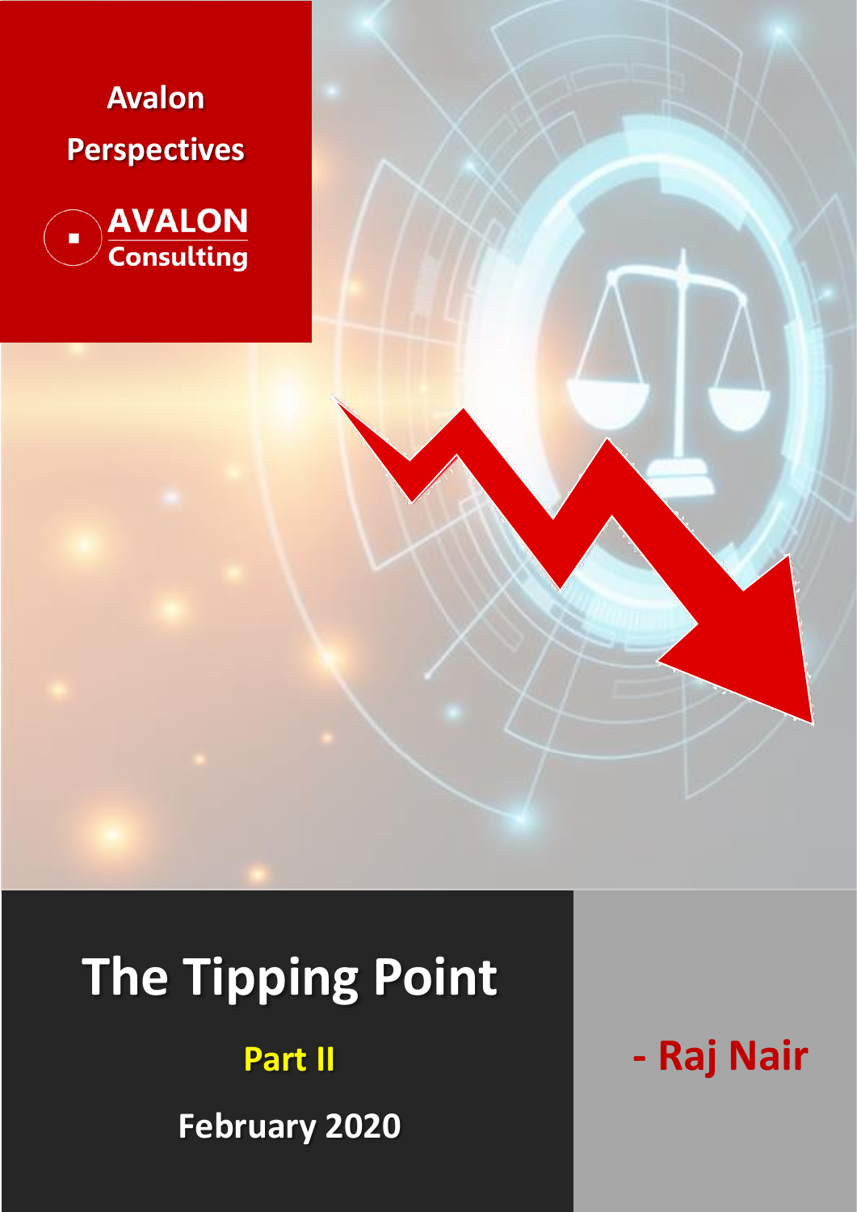Avalon Perspectives

AVALON Consulting

# The Tipping Point

**Part II**

**February 2020**

**- Raj Nair**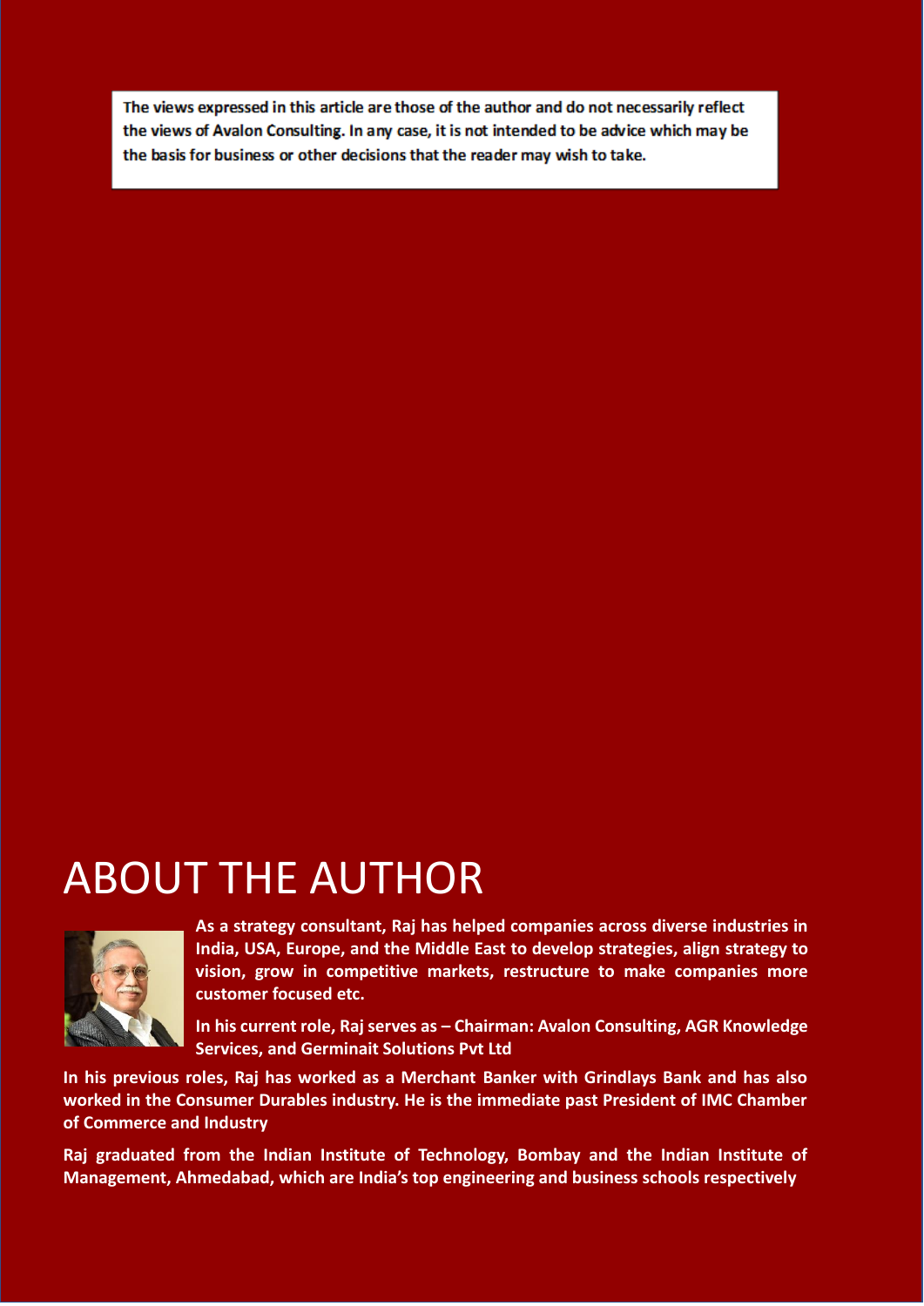The views expressed in this article are those of the author and do not necessarily reflect the views of Avalon Consulting. In any case, it is not intended to be advice which may be the basis for business or other decisions that the reader may wish to take.

# ABOUT THE AUTHOR

**As a strategy consultant, Raj has helped companies across diverse industries in India, USA, Europe, and the Middle East to develop strategies, align strategy to vision, grow in competitive markets, restructure to make companies more customer focused etc.**

**In his current role, Raj serves as – Chairman: Avalon Consulting, AGR Knowledge Services, and Germinait Solutions Pvt Ltd**

**In his previous roles, Raj has worked as a Merchant Banker with Grindlays Bank and has also worked in the Consumer Durables industry. He is the immediate past President of IMC Chamber of Commerce and Industry**

**Raj graduated from the Indian Institute of Technology, Bombay and the Indian Institute of Management, Ahmedabad, which are India's top engineering and business schools respectively**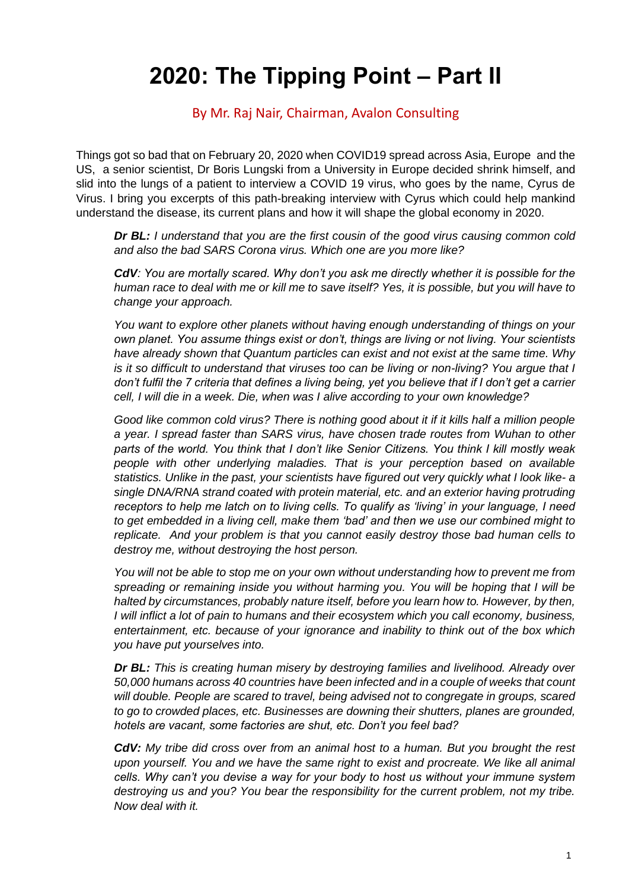# 2020: The Tipping Point – Part II

By Mr. Raj Nair, Chairman, Avalon Consulting

Things got so bad that on February 20, 2020 when COVID19 spread across Asia, Europe and the US, a senior scientist, Dr Boris Lungski from a University in Europe decided shrink himself, and slid into the lungs of a patient to interview a COVID 19 virus, who goes by the name, Cyrus de Virus. I bring you excerpts of this path-breaking interview with Cyrus which could help mankind understand the disease, its current plans and how it will shape the global economy in 2020.

> ***Dr BL:*** *I understand that you are the first cousin of the good virus causing common cold and also the bad SARS Corona virus. Which one are you more like?*
>
> ***CdV****: You are mortally scared. Why don't you ask me directly whether it is possible for the human race to deal with me or kill me to save itself? Yes, it is possible, but you will have to change your approach.*
>
> *You want to explore other planets without having enough understanding of things on your own planet. You assume things exist or don't, things are living or not living. Your scientists have already shown that Quantum particles can exist and not exist at the same time. Why is it so difficult to understand that viruses too can be living or non-living? You argue that I don't fulfil the 7 criteria that defines a living being, yet you believe that if I don't get a carrier cell, I will die in a week. Die, when was I alive according to your own knowledge?*
>
> *Good like common cold virus? There is nothing good about it if it kills half a million people a year. I spread faster than SARS virus, have chosen trade routes from Wuhan to other parts of the world. You think that I don't like Senior Citizens. You think I kill mostly weak people with other underlying maladies. That is your perception based on available statistics. Unlike in the past, your scientists have figured out very quickly what I look like- a single DNA/RNA strand coated with protein material, etc. and an exterior having protruding receptors to help me latch on to living cells. To qualify as 'living' in your language, I need to get embedded in a living cell, make them 'bad' and then we use our combined might to replicate. And your problem is that you cannot easily destroy those bad human cells to destroy me, without destroying the host person.*
>
> *You will not be able to stop me on your own without understanding how to prevent me from spreading or remaining inside you without harming you. You will be hoping that I will be halted by circumstances, probably nature itself, before you learn how to. However, by then, I will inflict a lot of pain to humans and their ecosystem which you call economy, business, entertainment, etc. because of your ignorance and inability to think out of the box which you have put yourselves into.*
>
> ***Dr BL:*** *This is creating human misery by destroying families and livelihood. Already over 50,000 humans across 40 countries have been infected and in a couple of weeks that count will double. People are scared to travel, being advised not to congregate in groups, scared to go to crowded places, etc. Businesses are downing their shutters, planes are grounded, hotels are vacant, some factories are shut, etc. Don't you feel bad?*
>
> ***CdV:*** *My tribe did cross over from an animal host to a human. But you brought the rest upon yourself. You and we have the same right to exist and procreate. We like all animal cells. Why can't you devise a way for your body to host us without your immune system destroying us and you? You bear the responsibility for the current problem, not my tribe. Now deal with it.*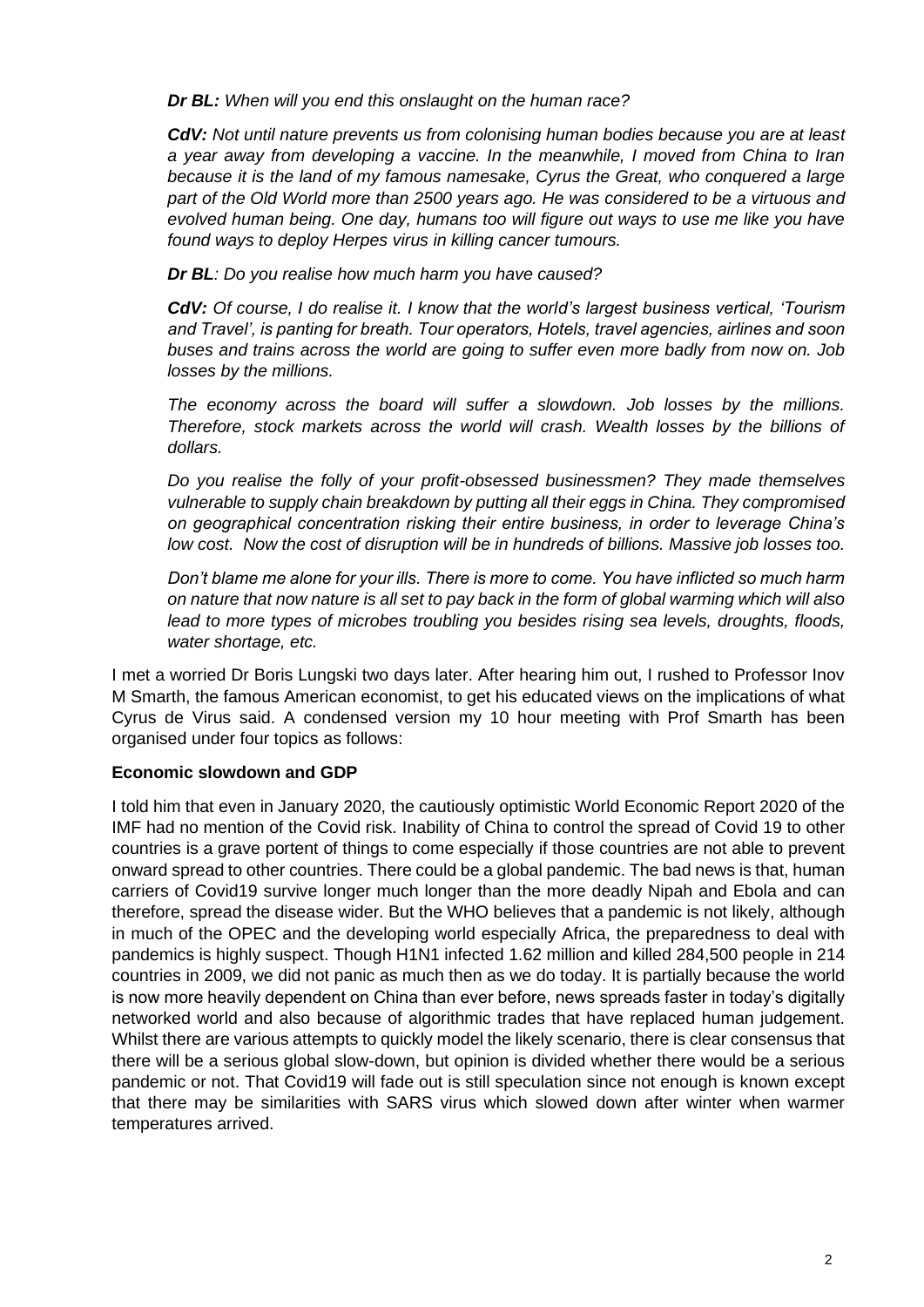*Dr BL: When will you end this onslaught on the human race?*

*CdV: Not until nature prevents us from colonising human bodies because you are at least a year away from developing a vaccine. In the meanwhile, I moved from China to Iran because it is the land of my famous namesake, Cyrus the Great, who conquered a large part of the Old World more than 2500 years ago. He was considered to be a virtuous and evolved human being. One day, humans too will figure out ways to use me like you have found ways to deploy Herpes virus in killing cancer tumours.*

*Dr BL: Do you realise how much harm you have caused?*

*CdV: Of course, I do realise it. I know that the world's largest business vertical, 'Tourism and Travel', is panting for breath. Tour operators, Hotels, travel agencies, airlines and soon buses and trains across the world are going to suffer even more badly from now on. Job losses by the millions.*

*The economy across the board will suffer a slowdown. Job losses by the millions. Therefore, stock markets across the world will crash. Wealth losses by the billions of dollars.*

*Do you realise the folly of your profit-obsessed businessmen? They made themselves vulnerable to supply chain breakdown by putting all their eggs in China. They compromised on geographical concentration risking their entire business, in order to leverage China's low cost. Now the cost of disruption will be in hundreds of billions. Massive job losses too.*

*Don't blame me alone for your ills. There is more to come. You have inflicted so much harm on nature that now nature is all set to pay back in the form of global warming which will also lead to more types of microbes troubling you besides rising sea levels, droughts, floods, water shortage, etc.*

I met a worried Dr Boris Lungski two days later. After hearing him out, I rushed to Professor Inov M Smarth, the famous American economist, to get his educated views on the implications of what Cyrus de Virus said. A condensed version my 10 hour meeting with Prof Smarth has been organised under four topics as follows:

**Economic slowdown and GDP**

I told him that even in January 2020, the cautiously optimistic World Economic Report 2020 of the IMF had no mention of the Covid risk. Inability of China to control the spread of Covid 19 to other countries is a grave portent of things to come especially if those countries are not able to prevent onward spread to other countries. There could be a global pandemic. The bad news is that, human carriers of Covid19 survive longer much longer than the more deadly Nipah and Ebola and can therefore, spread the disease wider. But the WHO believes that a pandemic is not likely, although in much of the OPEC and the developing world especially Africa, the preparedness to deal with pandemics is highly suspect. Though H1N1 infected 1.62 million and killed 284,500 people in 214 countries in 2009, we did not panic as much then as we do today. It is partially because the world is now more heavily dependent on China than ever before, news spreads faster in today's digitally networked world and also because of algorithmic trades that have replaced human judgement. Whilst there are various attempts to quickly model the likely scenario, there is clear consensus that there will be a serious global slow-down, but opinion is divided whether there would be a serious pandemic or not. That Covid19 will fade out is still speculation since not enough is known except that there may be similarities with SARS virus which slowed down after winter when warmer temperatures arrived.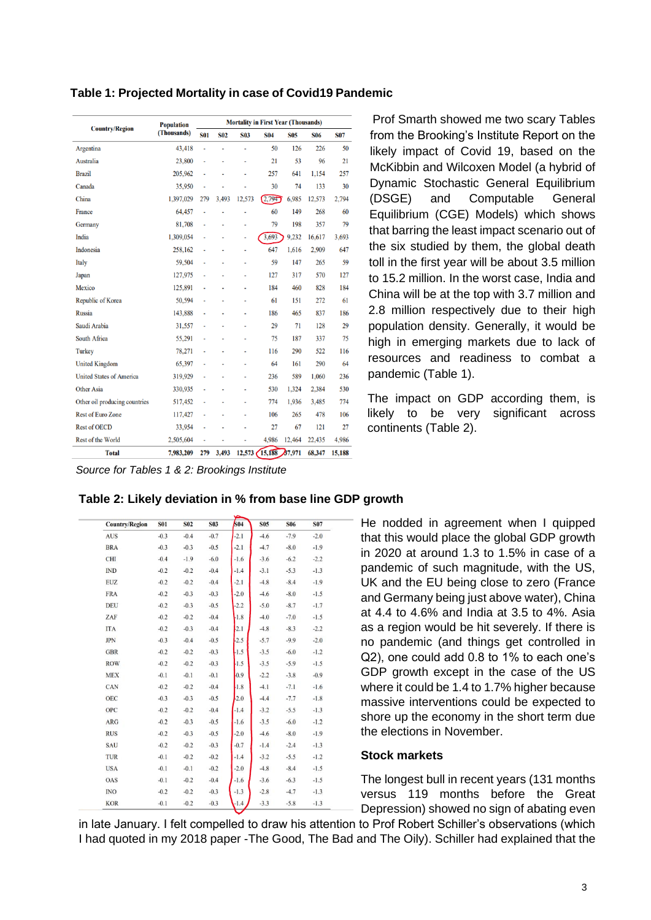**Table 1: Projected Mortality in case of Covid19 Pandemic**

| Country/Region | Population (Thousands) | Mortality in First Year (Thousands) | | | | | | |
|---|---|---|---|---|---|---|---|---|
| | | S01 | S02 | S03 | S04 | S05 | S06 | S07 |
| Argentina | 43,418 | - | - | - | 50 | 126 | 226 | 50 |
| Australia | 23,800 | - | - | - | 21 | 53 | 96 | 21 |
| Brazil | 205,962 | - | - | - | 257 | 641 | 1,154 | 257 |
| Canada | 35,950 | - | - | - | 30 | 74 | 133 | 30 |
| China | 1,397,029 | 279 | 3,493 | 12,573 | 2,794 | 6,985 | 12,573 | 2,794 |
| France | 64,457 | - | - | - | 60 | 149 | 268 | 60 |
| Germany | 81,708 | - | - | - | 79 | 198 | 357 | 79 |
| India | 1,309,054 | - | - | - | 3,693 | 9,232 | 16,617 | 3,693 |
| Indonesia | 258,162 | - | - | - | 647 | 1,616 | 2,909 | 647 |
| Italy | 59,504 | - | - | - | 59 | 147 | 265 | 59 |
| Japan | 127,975 | - | - | - | 127 | 317 | 570 | 127 |
| Mexico | 125,891 | - | - | - | 184 | 460 | 828 | 184 |
| Republic of Korea | 50,594 | - | - | - | 61 | 151 | 272 | 61 |
| Russia | 143,888 | - | - | - | 186 | 465 | 837 | 186 |
| Saudi Arabia | 31,557 | - | - | - | 29 | 71 | 128 | 29 |
| South Africa | 55,291 | - | - | - | 75 | 187 | 337 | 75 |
| Turkey | 78,271 | - | - | - | 116 | 290 | 522 | 116 |
| United Kingdom | 65,397 | - | - | - | 64 | 161 | 290 | 64 |
| United States of America | 319,929 | - | - | - | 236 | 589 | 1,060 | 236 |
| Other Asia | 330,935 | - | - | - | 530 | 1,324 | 2,384 | 530 |
| Other oil producing countries | 517,452 | - | - | - | 774 | 1,936 | 3,485 | 774 |
| Rest of Euro Zone | 117,427 | - | - | - | 106 | 265 | 478 | 106 |
| Rest of OECD | 33,954 | - | - | - | 27 | 67 | 121 | 27 |
| Rest of the World | 2,505,604 | - | - | - | 4,986 | 12,464 | 22,435 | 4,986 |
| **Total** | **7,983,209** | **279** | **3,493** | **12,573** | **15,188** | **37,971** | **68,347** | **15,188** |

*Source for Tables 1 & 2: Brookings Institute*

Prof Smarth showed me two scary Tables from the Brooking's Institute Report on the likely impact of Covid 19, based on the McKibbin and Wilcoxen Model (a hybrid of Dynamic Stochastic General Equilibrium (DSGE) and Computable General Equilibrium (CGE) Models) which shows that barring the least impact scenario out of the six studied by them, the global death toll in the first year will be about 3.5 million to 15.2 million. In the worst case, India and China will be at the top with 3.7 million and 2.8 million respectively due to their high population density. Generally, it would be high in emerging markets due to lack of resources and readiness to combat a pandemic (Table 1).

The impact on GDP according them, is likely to be very significant across continents (Table 2).

**Table 2: Likely deviation in % from base line GDP growth**

| Country/Region | S01 | S02 | S03 | S04 | S05 | S06 | S07 |
|---|---|---|---|---|---|---|---|
| AUS | -0.3 | -0.4 | -0.7 | -2.1 | -4.6 | -7.9 | -2.0 |
| BRA | -0.3 | -0.3 | -0.5 | -2.1 | -4.7 | -8.0 | -1.9 |
| CHI | -0.4 | -1.9 | -6.0 | -1.6 | -3.6 | -6.2 | -2.2 |
| IND | -0.2 | -0.2 | -0.4 | -1.4 | -3.1 | -5.3 | -1.3 |
| EUZ | -0.2 | -0.2 | -0.4 | -2.1 | -4.8 | -8.4 | -1.9 |
| FRA | -0.2 | -0.3 | -0.3 | -2.0 | -4.6 | -8.0 | -1.5 |
| DEU | -0.2 | -0.3 | -0.5 | -2.2 | -5.0 | -8.7 | -1.7 |
| ZAF | -0.2 | -0.2 | -0.4 | -1.8 | -4.0 | -7.0 | -1.5 |
| ITA | -0.2 | -0.3 | -0.4 | -2.1 | -4.8 | -8.3 | -2.2 |
| JPN | -0.3 | -0.4 | -0.5 | -2.5 | -5.7 | -9.9 | -2.0 |
| GBR | -0.2 | -0.2 | -0.3 | -1.5 | -3.5 | -6.0 | -1.2 |
| ROW | -0.2 | -0.2 | -0.3 | -1.5 | -3.5 | -5.9 | -1.5 |
| MEX | -0.1 | -0.1 | -0.1 | -0.9 | -2.2 | -3.8 | -0.9 |
| CAN | -0.2 | -0.2 | -0.4 | -1.8 | -4.1 | -7.1 | -1.6 |
| OEC | -0.3 | -0.3 | -0.5 | -2.0 | -4.4 | -7.7 | -1.8 |
| OPC | -0.2 | -0.2 | -0.4 | -1.4 | -3.2 | -5.5 | -1.3 |
| ARG | -0.2 | -0.3 | -0.4 | -1.6 | -3.5 | -6.0 | -1.2 |
| RUS | -0.2 | -0.3 | -0.5 | -2.0 | -4.6 | -8.0 | -1.9 |
| SAU | -0.2 | -0.2 | -0.3 | -0.7 | -1.4 | -2.4 | -1.3 |
| TUR | -0.1 | -0.2 | -0.2 | -1.4 | -3.2 | -5.5 | -1.2 |
| USA | -0.1 | -0.1 | -0.2 | -2.0 | -4.8 | -8.4 | -1.5 |
| OAS | -0.1 | -0.2 | -0.4 | -1.6 | -3.6 | -6.3 | -1.5 |
| INO | -0.2 | -0.2 | -0.3 | -1.3 | -2.8 | -4.7 | -1.3 |
| KOR | -0.1 | -0.2 | -0.3 | -1.4 | -3.3 | -5.8 | -1.3 |

He nodded in agreement when I quipped that this would place the global GDP growth in 2020 at around 1.3 to 1.5% in case of a pandemic of such magnitude, with the US, UK and the EU being close to zero (France and Germany being just above water), China at 4.4 to 4.6% and India at 3.5 to 4%. Asia as a region would be hit severely. If there is no pandemic (and things get controlled in Q2), one could add 0.8 to 1% to each one's GDP growth except in the case of the US where it could be 1.4 to 1.7% higher because massive interventions could be expected to shore up the economy in the short term due the elections in November.

### Stock markets

The longest bull in recent years (131 months versus 119 months before the Great Depression) showed no sign of abating even in late January. I felt compelled to draw his attention to Prof Robert Schiller's observations (which I had quoted in my 2018 paper -The Good, The Bad and The Oily). Schiller had explained that the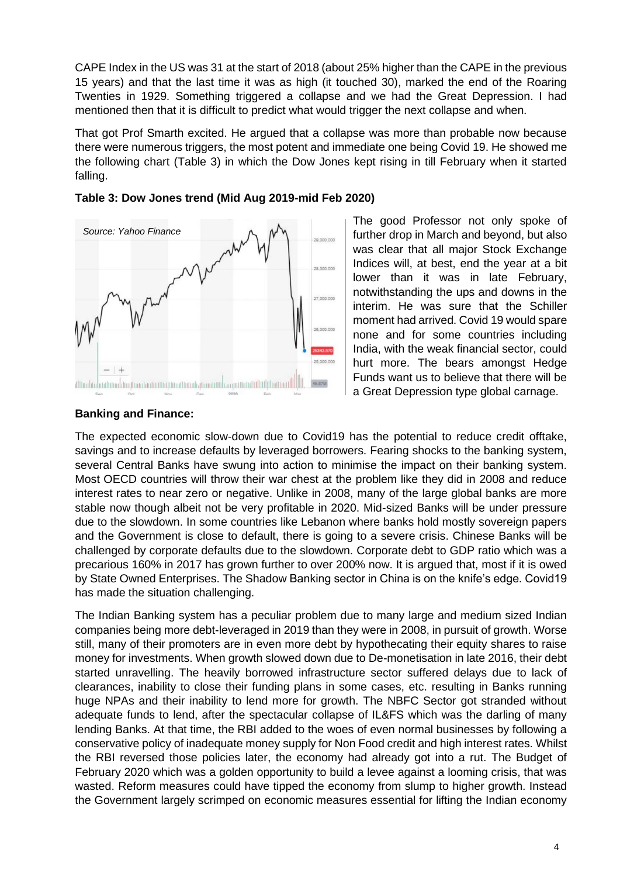CAPE Index in the US was 31 at the start of 2018 (about 25% higher than the CAPE in the previous 15 years) and that the last time it was as high (it touched 30), marked the end of the Roaring Twenties in 1929. Something triggered a collapse and we had the Great Depression. I had mentioned then that it is difficult to predict what would trigger the next collapse and when.

That got Prof Smarth excited. He argued that a collapse was more than probable now because there were numerous triggers, the most potent and immediate one being Covid 19. He showed me the following chart (Table 3) in which the Dow Jones kept rising in till February when it started falling.

**Table 3: Dow Jones trend (Mid Aug 2019-mid Feb 2020)**

*Source: Yahoo Finance*

The good Professor not only spoke of further drop in March and beyond, but also was clear that all major Stock Exchange Indices will, at best, end the year at a bit lower than it was in late February, notwithstanding the ups and downs in the interim. He was sure that the Schiller moment had arrived. Covid 19 would spare none and for some countries including India, with the weak financial sector, could hurt more. The bears amongst Hedge Funds want us to believe that there will be a Great Depression type global carnage.

**Banking and Finance:**

The expected economic slow-down due to Covid19 has the potential to reduce credit offtake, savings and to increase defaults by leveraged borrowers. Fearing shocks to the banking system, several Central Banks have swung into action to minimise the impact on their banking system. Most OECD countries will throw their war chest at the problem like they did in 2008 and reduce interest rates to near zero or negative. Unlike in 2008, many of the large global banks are more stable now though albeit not be very profitable in 2020. Mid-sized Banks will be under pressure due to the slowdown. In some countries like Lebanon where banks hold mostly sovereign papers and the Government is close to default, there is going to a severe crisis. Chinese Banks will be challenged by corporate defaults due to the slowdown. Corporate debt to GDP ratio which was a precarious 160% in 2017 has grown further to over 200% now. It is argued that, most if it is owed by State Owned Enterprises. The Shadow Banking sector in China is on the knife's edge. Covid19 has made the situation challenging.

The Indian Banking system has a peculiar problem due to many large and medium sized Indian companies being more debt-leveraged in 2019 than they were in 2008, in pursuit of growth. Worse still, many of their promoters are in even more debt by hypothecating their equity shares to raise money for investments. When growth slowed down due to De-monetisation in late 2016, their debt started unravelling. The heavily borrowed infrastructure sector suffered delays due to lack of clearances, inability to close their funding plans in some cases, etc. resulting in Banks running huge NPAs and their inability to lend more for growth. The NBFC Sector got stranded without adequate funds to lend, after the spectacular collapse of IL&FS which was the darling of many lending Banks. At that time, the RBI added to the woes of even normal businesses by following a conservative policy of inadequate money supply for Non Food credit and high interest rates. Whilst the RBI reversed those policies later, the economy had already got into a rut. The Budget of February 2020 which was a golden opportunity to build a levee against a looming crisis, that was wasted. Reform measures could have tipped the economy from slump to higher growth. Instead the Government largely scrimped on economic measures essential for lifting the Indian economy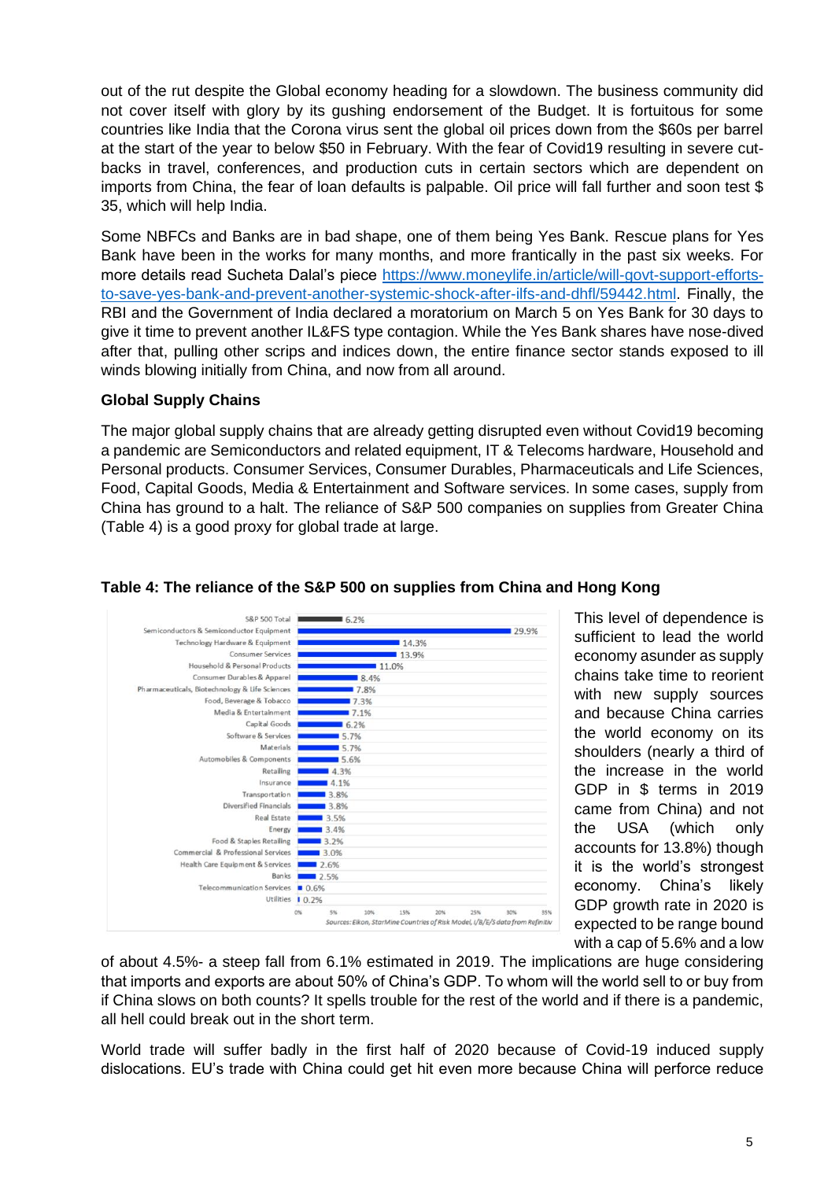out of the rut despite the Global economy heading for a slowdown. The business community did not cover itself with glory by its gushing endorsement of the Budget. It is fortuitous for some countries like India that the Corona virus sent the global oil prices down from the $60s per barrel at the start of the year to below $50 in February. With the fear of Covid19 resulting in severe cut-backs in travel, conferences, and production cuts in certain sectors which are dependent on imports from China, the fear of loan defaults is palpable. Oil price will fall further and soon test $ 35, which will help India.

Some NBFCs and Banks are in bad shape, one of them being Yes Bank. Rescue plans for Yes Bank have been in the works for many months, and more frantically in the past six weeks. For more details read Sucheta Dalal's piece [https://www.moneylife.in/article/will-govt-support-efforts-to-save-yes-bank-and-prevent-another-systemic-shock-after-ilfs-and-dhfl/59442.html](https://www.moneylife.in/article/will-govt-support-efforts-to-save-yes-bank-and-prevent-another-systemic-shock-after-ilfs-and-dhfl/59442.html). Finally, the RBI and the Government of India declared a moratorium on March 5 on Yes Bank for 30 days to give it time to prevent another IL&FS type contagion. While the Yes Bank shares have nose-dived after that, pulling other scrips and indices down, the entire finance sector stands exposed to ill winds blowing initially from China, and now from all around.

**Global Supply Chains**

The major global supply chains that are already getting disrupted even without Covid19 becoming a pandemic are Semiconductors and related equipment, IT & Telecoms hardware, Household and Personal products. Consumer Services, Consumer Durables, Pharmaceuticals and Life Sciences, Food, Capital Goods, Media & Entertainment and Software services. In some cases, supply from China has ground to a halt. The reliance of S&P 500 companies on supplies from Greater China (Table 4) is a good proxy for global trade at large.

**Table 4: The reliance of the S&P 500 on supplies from China and Hong Kong**

| Sector | Reliance |
|---|---|
| S&P 500 Total | 6.2% |
| Semiconductors & Semiconductor Equipment | 29.9% |
| Technology Hardware & Equipment | 14.3% |
| Consumer Services | 13.9% |
| Household & Personal Products | 11.0% |
| Consumer Durables & Apparel | 8.4% |
| Pharmaceuticals, Biotechnology & Life Sciences | 7.8% |
| Food, Beverage & Tobacco | 7.3% |
| Media & Entertainment | 7.1% |
| Capital Goods | 6.2% |
| Software & Services | 5.7% |
| Materials | 5.7% |
| Automobiles & Components | 5.6% |
| Retailing | 4.3% |
| Insurance | 4.1% |
| Transportation | 3.8% |
| Diversified Financials | 3.8% |
| Real Estate | 3.5% |
| Energy | 3.4% |
| Food & Staples Retailing | 3.2% |
| Commercial & Professional Services | 3.0% |
| Health Care Equipment & Services | 2.6% |
| Banks | 2.5% |
| Telecommunication Services | 0.6% |
| Utilities | 0.2% |

Sources: Eikon, StarMine Countries of Risk Model, I/B/E/S data from Refinitiv

This level of dependence is sufficient to lead the world economy asunder as supply chains take time to reorient with new supply sources and because China carries the world economy on its shoulders (nearly a third of the increase in the world GDP in $ terms in 2019 came from China) and not the USA (which only accounts for 13.8%) though it is the world's strongest economy. China's likely GDP growth rate in 2020 is expected to be range bound with a cap of 5.6% and a low of about 4.5%- a steep fall from 6.1% estimated in 2019. The implications are huge considering that imports and exports are about 50% of China's GDP. To whom will the world sell to or buy from if China slows on both counts? It spells trouble for the rest of the world and if there is a pandemic, all hell could break out in the short term.

World trade will suffer badly in the first half of 2020 because of Covid-19 induced supply dislocations. EU's trade with China could get hit even more because China will perforce reduce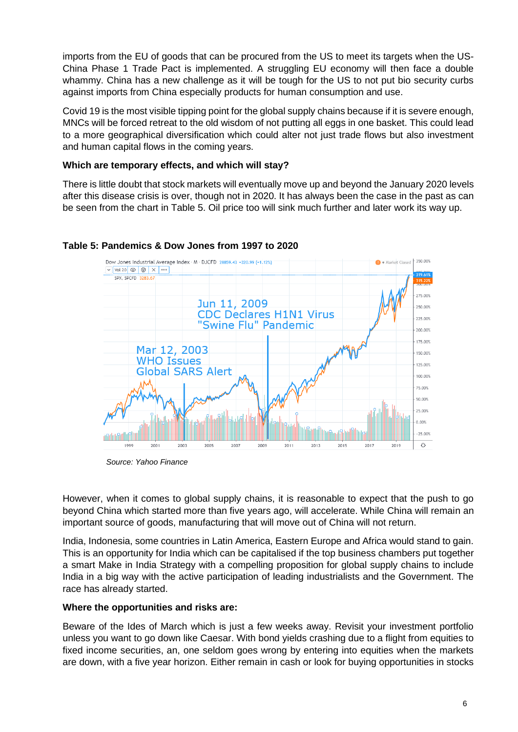imports from the EU of goods that can be procured from the US to meet its targets when the US-China Phase 1 Trade Pact is implemented. A struggling EU economy will then face a double whammy. China has a new challenge as it will be tough for the US to not put bio security curbs against imports from China especially products for human consumption and use.

Covid 19 is the most visible tipping point for the global supply chains because if it is severe enough, MNCs will be forced retreat to the old wisdom of not putting all eggs in one basket. This could lead to a more geographical diversification which could alter not just trade flows but also investment and human capital flows in the coming years.

**Which are temporary effects, and which will stay?**

There is little doubt that stock markets will eventually move up and beyond the January 2020 levels after this disease crisis is over, though not in 2020. It has always been the case in the past as can be seen from the chart in Table 5. Oil price too will sink much further and later work its way up.

**Table 5: Pandemics & Dow Jones from 1997 to 2020**

*Source: Yahoo Finance*

However, when it comes to global supply chains, it is reasonable to expect that the push to go beyond China which started more than five years ago, will accelerate. While China will remain an important source of goods, manufacturing that will move out of China will not return.

India, Indonesia, some countries in Latin America, Eastern Europe and Africa would stand to gain. This is an opportunity for India which can be capitalised if the top business chambers put together a smart Make in India Strategy with a compelling proposition for global supply chains to include India in a big way with the active participation of leading industrialists and the Government. The race has already started.

**Where the opportunities and risks are:**

Beware of the Ides of March which is just a few weeks away. Revisit your investment portfolio unless you want to go down like Caesar. With bond yields crashing due to a flight from equities to fixed income securities, an, one seldom goes wrong by entering into equities when the markets are down, with a five year horizon. Either remain in cash or look for buying opportunities in stocks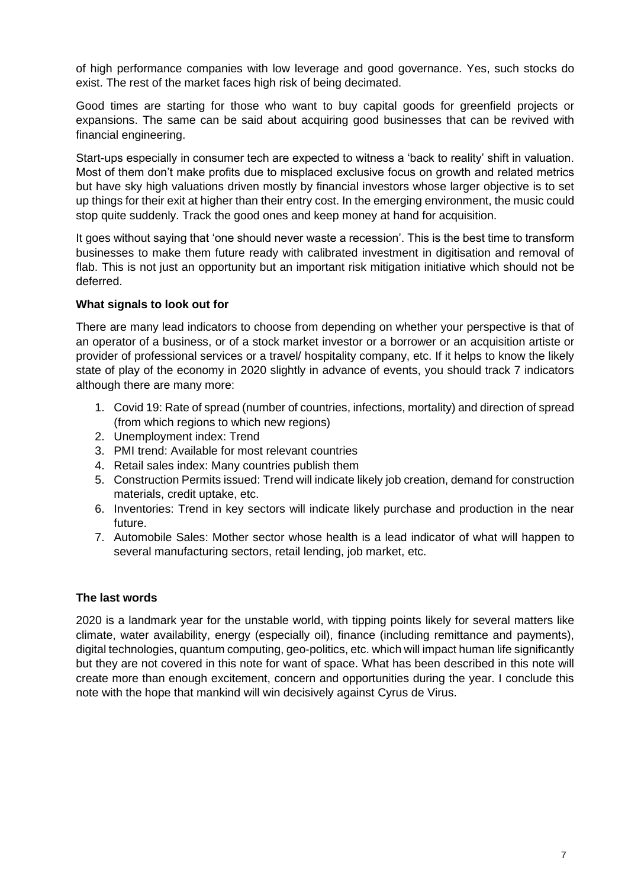of high performance companies with low leverage and good governance. Yes, such stocks do exist. The rest of the market faces high risk of being decimated.

Good times are starting for those who want to buy capital goods for greenfield projects or expansions. The same can be said about acquiring good businesses that can be revived with financial engineering.

Start-ups especially in consumer tech are expected to witness a 'back to reality' shift in valuation. Most of them don't make profits due to misplaced exclusive focus on growth and related metrics but have sky high valuations driven mostly by financial investors whose larger objective is to set up things for their exit at higher than their entry cost. In the emerging environment, the music could stop quite suddenly. Track the good ones and keep money at hand for acquisition.

It goes without saying that 'one should never waste a recession'. This is the best time to transform businesses to make them future ready with calibrated investment in digitisation and removal of flab. This is not just an opportunity but an important risk mitigation initiative which should not be deferred.

**What signals to look out for**

There are many lead indicators to choose from depending on whether your perspective is that of an operator of a business, or of a stock market investor or a borrower or an acquisition artiste or provider of professional services or a travel/ hospitality company, etc. If it helps to know the likely state of play of the economy in 2020 slightly in advance of events, you should track 7 indicators although there are many more:

1. Covid 19: Rate of spread (number of countries, infections, mortality) and direction of spread (from which regions to which new regions)
2. Unemployment index: Trend
3. PMI trend: Available for most relevant countries
4. Retail sales index: Many countries publish them
5. Construction Permits issued: Trend will indicate likely job creation, demand for construction materials, credit uptake, etc.
6. Inventories: Trend in key sectors will indicate likely purchase and production in the near future.
7. Automobile Sales: Mother sector whose health is a lead indicator of what will happen to several manufacturing sectors, retail lending, job market, etc.

**The last words**

2020 is a landmark year for the unstable world, with tipping points likely for several matters like climate, water availability, energy (especially oil), finance (including remittance and payments), digital technologies, quantum computing, geo-politics, etc. which will impact human life significantly but they are not covered in this note for want of space. What has been described in this note will create more than enough excitement, concern and opportunities during the year. I conclude this note with the hope that mankind will win decisively against Cyrus de Virus.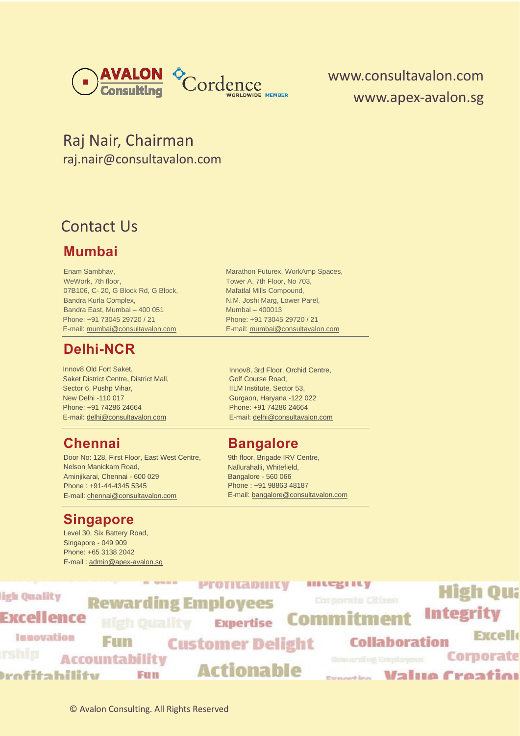AVALON Consulting | Cordence WORLDWIDE MEMBER

www.consultavalon.com
www.apex-avalon.sg

Raj Nair, Chairman
raj.nair@consultavalon.com

# Contact Us

## Mumbai

Enam Sambhav,
WeWork, 7th floor,
07B106, C- 20, G Block Rd, G Block,
Bandra Kurla Complex,
Bandra East, Mumbai – 400 051
Phone: +91 73045 29720 / 21
E-mail: mumbai@consultavalon.com

Marathon Futurex, WorkAmp Spaces,
Tower A, 7th Floor, No 703,
Mafatlal Mills Compound,
N.M. Joshi Marg, Lower Parel,
Mumbai – 400013
Phone: +91 73045 29720 / 21
E-mail: mumbai@consultavalon.com

## Delhi-NCR

Innov8 Old Fort Saket,
Saket District Centre, District Mall,
Sector 6, Pushp Vihar,
New Delhi -110 017
Phone: +91 74286 24664
E-mail: delhi@consultavalon.com

Innov8, 3rd Floor, Orchid Centre,
Golf Course Road,
IILM Institute, Sector 53,
Gurgaon, Haryana -122 022
Phone: +91 74286 24664
E-mail: delhi@consultavalon.com

## Chennai

Door No: 128, First Floor, East West Centre,
Nelson Manickam Road,
Aminjikarai, Chennai - 600 029
Phone : +91-44-4345 5345
E-mail: chennai@consultavalon.com

## Bangalore

9th floor, Brigade IRV Centre,
Nallurahalli, Whitefield,
Bangalore - 560 066
Phone : +91 98863 48187
E-mail: bangalore@consultavalon.com

## Singapore

Level 30, Six Battery Road,
Singapore - 049 909
Phone: +65 3138 2042
E-mail : admin@apex-avalon.sg

© Avalon Consulting. All Rights Reserved